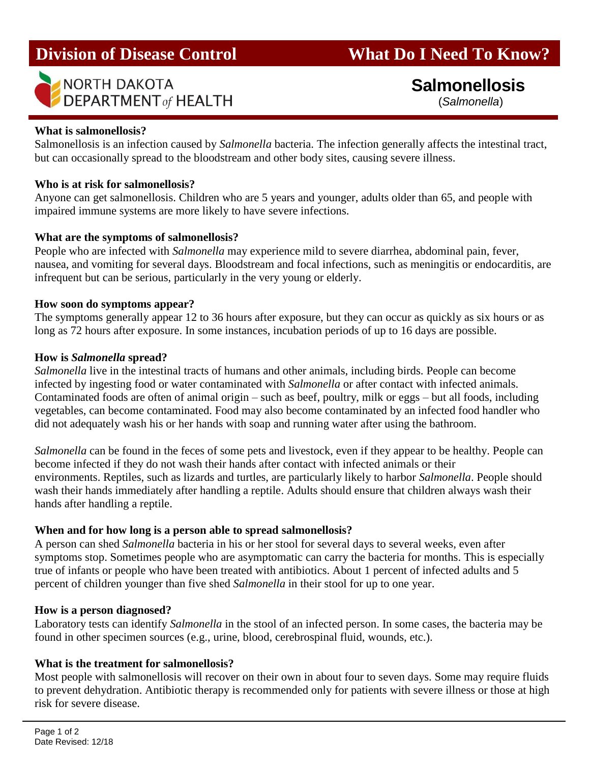# Division of Disease Control — What Do I Need To Know?

NORTH DAKOTA DEPARTMENT *of* HEALTH

## Salmonellosis

(*Salmonella*)

**What is salmonellosis?**

Salmonellosis is an infection caused by *Salmonella* bacteria. The infection generally affects the intestinal tract, but can occasionally spread to the bloodstream and other body sites, causing severe illness.

**Who is at risk for salmonellosis?**

Anyone can get salmonellosis. Children who are 5 years and younger, adults older than 65, and people with impaired immune systems are more likely to have severe infections.

**What are the symptoms of salmonellosis?**

People who are infected with *Salmonella* may experience mild to severe diarrhea, abdominal pain, fever, nausea, and vomiting for several days. Bloodstream and focal infections, such as meningitis or endocarditis, are infrequent but can be serious, particularly in the very young or elderly.

**How soon do symptoms appear?**

The symptoms generally appear 12 to 36 hours after exposure, but they can occur as quickly as six hours or as long as 72 hours after exposure. In some instances, incubation periods of up to 16 days are possible.

**How is *Salmonella* spread?**

*Salmonella* live in the intestinal tracts of humans and other animals, including birds. People can become infected by ingesting food or water contaminated with *Salmonella* or after contact with infected animals. Contaminated foods are often of animal origin – such as beef, poultry, milk or eggs – but all foods, including vegetables, can become contaminated. Food may also become contaminated by an infected food handler who did not adequately wash his or her hands with soap and running water after using the bathroom.

*Salmonella* can be found in the feces of some pets and livestock, even if they appear to be healthy. People can become infected if they do not wash their hands after contact with infected animals or their environments. Reptiles, such as lizards and turtles, are particularly likely to harbor *Salmonella*. People should wash their hands immediately after handling a reptile. Adults should ensure that children always wash their hands after handling a reptile.

**When and for how long is a person able to spread salmonellosis?**

A person can shed *Salmonella* bacteria in his or her stool for several days to several weeks, even after symptoms stop. Sometimes people who are asymptomatic can carry the bacteria for months. This is especially true of infants or people who have been treated with antibiotics. About 1 percent of infected adults and 5 percent of children younger than five shed *Salmonella* in their stool for up to one year.

**How is a person diagnosed?**

Laboratory tests can identify *Salmonella* in the stool of an infected person. In some cases, the bacteria may be found in other specimen sources (e.g., urine, blood, cerebrospinal fluid, wounds, etc.).

**What is the treatment for salmonellosis?**

Most people with salmonellosis will recover on their own in about four to seven days. Some may require fluids to prevent dehydration. Antibiotic therapy is recommended only for patients with severe illness or those at high risk for severe disease.

Date Revised: 12/18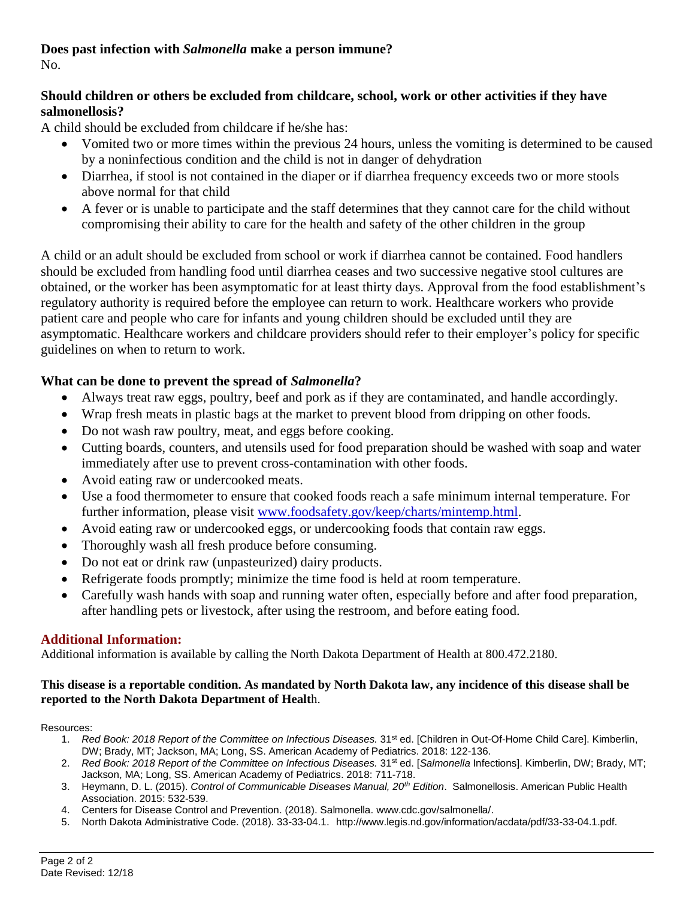**Does past infection with *Salmonella* make a person immune?**

No.

**Should children or others be excluded from childcare, school, work or other activities if they have salmonellosis?**

A child should be excluded from childcare if he/she has:

- Vomited two or more times within the previous 24 hours, unless the vomiting is determined to be caused by a noninfectious condition and the child is not in danger of dehydration
- Diarrhea, if stool is not contained in the diaper or if diarrhea frequency exceeds two or more stools above normal for that child
- A fever or is unable to participate and the staff determines that they cannot care for the child without compromising their ability to care for the health and safety of the other children in the group

A child or an adult should be excluded from school or work if diarrhea cannot be contained. Food handlers should be excluded from handling food until diarrhea ceases and two successive negative stool cultures are obtained, or the worker has been asymptomatic for at least thirty days. Approval from the food establishment's regulatory authority is required before the employee can return to work. Healthcare workers who provide patient care and people who care for infants and young children should be excluded until they are asymptomatic. Healthcare workers and childcare providers should refer to their employer's policy for specific guidelines on when to return to work.

**What can be done to prevent the spread of *Salmonella*?**

- Always treat raw eggs, poultry, beef and pork as if they are contaminated, and handle accordingly.
- Wrap fresh meats in plastic bags at the market to prevent blood from dripping on other foods.
- Do not wash raw poultry, meat, and eggs before cooking.
- Cutting boards, counters, and utensils used for food preparation should be washed with soap and water immediately after use to prevent cross-contamination with other foods.
- Avoid eating raw or undercooked meats.
- Use a food thermometer to ensure that cooked foods reach a safe minimum internal temperature. For further information, please visit www.foodsafety.gov/keep/charts/mintemp.html.
- Avoid eating raw or undercooked eggs, or undercooking foods that contain raw eggs.
- Thoroughly wash all fresh produce before consuming.
- Do not eat or drink raw (unpasteurized) dairy products.
- Refrigerate foods promptly; minimize the time food is held at room temperature.
- Carefully wash hands with soap and running water often, especially before and after food preparation, after handling pets or livestock, after using the restroom, and before eating food.

## Additional Information:

Additional information is available by calling the North Dakota Department of Health at 800.472.2180.

**This disease is a reportable condition. As mandated by North Dakota law, any incidence of this disease shall be reported to the North Dakota Department of Health.**

Resources:

1. *Red Book: 2018 Report of the Committee on Infectious Diseases.* 31st ed. [Children in Out-Of-Home Child Care]. Kimberlin, DW; Brady, MT; Jackson, MA; Long, SS. American Academy of Pediatrics. 2018: 122-136.
2. *Red Book: 2018 Report of the Committee on Infectious Diseases.* 31st ed. [*Salmonella* Infections]. Kimberlin, DW; Brady, MT; Jackson, MA; Long, SS. American Academy of Pediatrics. 2018: 711-718.
3. Heymann, D. L. (2015). *Control of Communicable Diseases Manual, 20th Edition*. Salmonellosis. American Public Health Association. 2015: 532-539.
4. Centers for Disease Control and Prevention. (2018). Salmonella. www.cdc.gov/salmonella/.
5. North Dakota Administrative Code. (2018). 33-33-04.1. http://www.legis.nd.gov/information/acdata/pdf/33-33-04.1.pdf.

Date Revised: 12/18